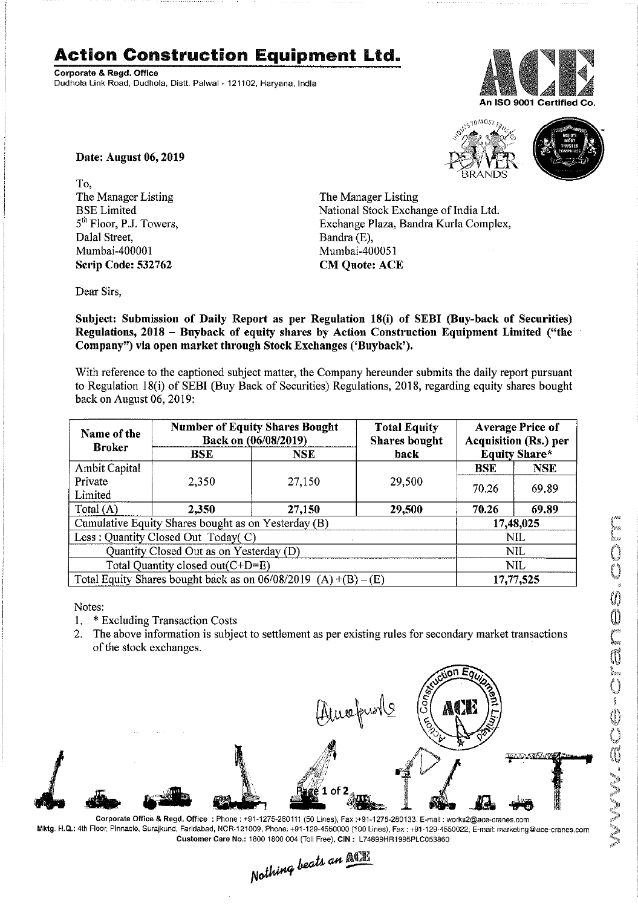# Action Construction Equipment Ltd.

**Corporate & Regd. Office**
Dudhola Link Road, Dudhola, Distt. Palwal - 121102, Haryana, India

An ISO 9001 Certified Co.

**Date: August 06, 2019**

To,
The Manager Listing
BSE Limited
5th Floor, P.J. Towers,
Dalal Street,
Mumbai-400001
**Scrip Code: 532762**

The Manager Listing
National Stock Exchange of India Ltd.
Exchange Plaza, Bandra Kurla Complex,
Bandra (E),
Mumbai-400051
**CM Quote: ACE**

Dear Sirs,

**Subject: Submission of Daily Report as per Regulation 18(i) of SEBI (Buy-back of Securities) Regulations, 2018 – Buyback of equity shares by Action Construction Equipment Limited ("the Company") via open market through Stock Exchanges ('Buyback').**

With reference to the captioned subject matter, the Company hereunder submits the daily report pursuant to Regulation 18(i) of SEBI (Buy Back of Securities) Regulations, 2018, regarding equity shares bought back on August 06, 2019:

| Name of the Broker | Number of Equity Shares Bought Back on (06/08/2019) | | Total Equity Shares bought back | Average Price of Acquisition (Rs.) per Equity Share* | |
|---|---|---|---|---|---|
| | BSE | NSE | | BSE | NSE |
| Ambit Capital Private Limited | 2,350 | 27,150 | 29,500 | 70.26 | 69.89 |
| Total (A) | **2,350** | **27,150** | **29,500** | **70.26** | **69.89** |
| Cumulative Equity Shares bought as on Yesterday (B) | | | | **17,48,025** | |
| Less : Quantity Closed Out Today( C) | | | | NIL | |
| Quantity Closed Out as on Yesterday (D) | | | | NIL | |
| Total Quantity closed out(C+D=E) | | | | NIL | |
| Total Equity Shares bought back as on 06/08/2019 (A) +(B) – (E) | | | | **17,77,525** | |

Notes:

1. * Excluding Transaction Costs
2. The above information is subject to settlement as per existing rules for secondary market transactions of the stock exchanges.

**Corporate Office & Regd. Office** : Phone : +91-1275-280111 (50 Lines), Fax :+91-1275-280133, E-mail : works2@ace-cranes.com
**Mktg. H.Q.:** 4th Floor, Pinnacle, Surajkund, Faridabad, NCR-121009, Phone: +91-129-4550000 (100 Lines), Fax : +91-129-4550022, E-mail: marketing@ace-cranes.com
**Customer Care No.:** 1800 1800 004 (Toll Free), **CIN :** L74899HR1995PLC053860

*Nothing beats an ACE*

www.ace-cranes.com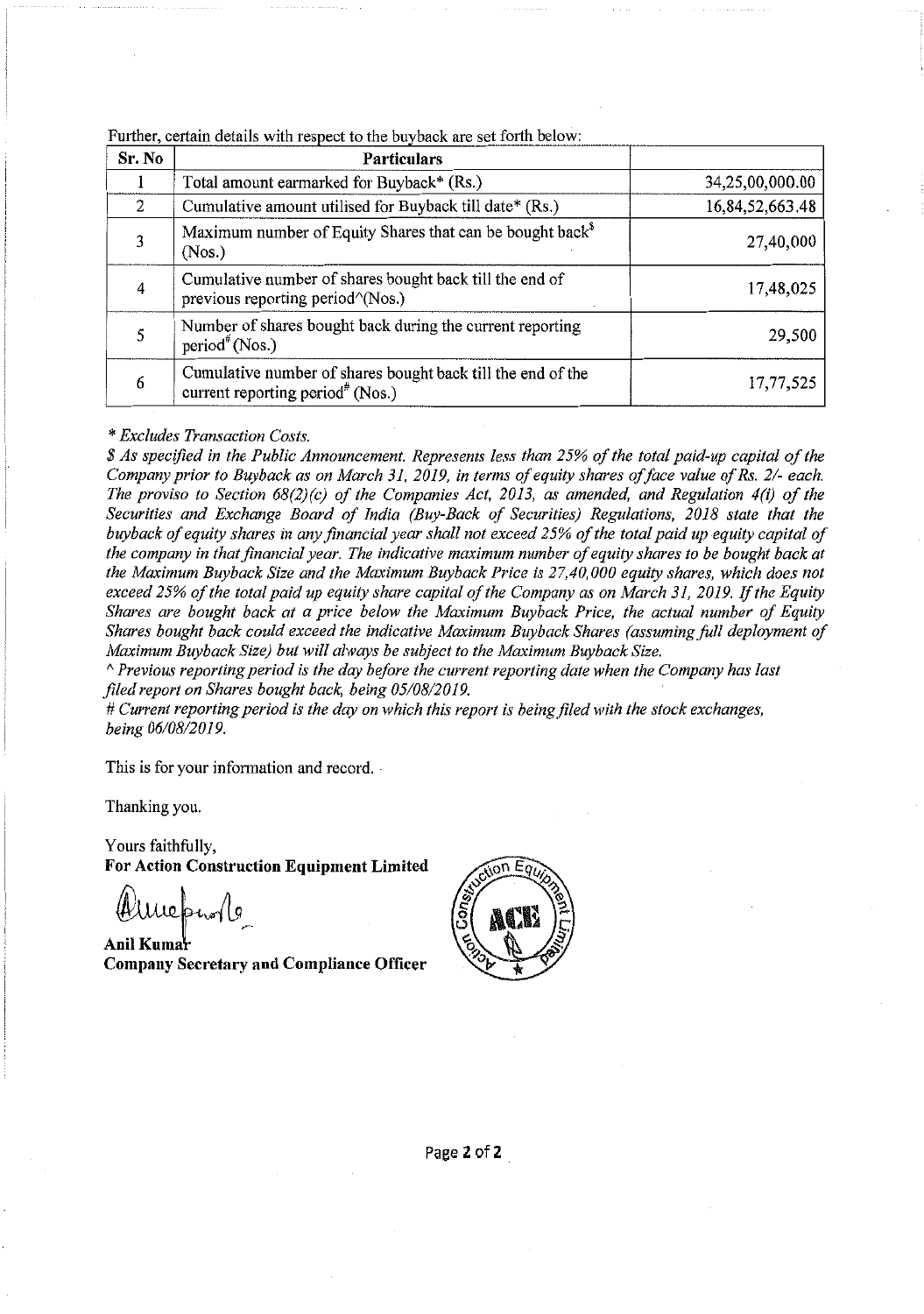Further, certain details with respect to the buyback are set forth below:

| Sr. No | Particulars | |
|---|---|---|
| 1 | Total amount earmarked for Buyback* (Rs.) | 34,25,00,000.00 |
| 2 | Cumulative amount utilised for Buyback till date* (Rs.) | 16,84,52,663.48 |
| 3 | Maximum number of Equity Shares that can be bought back$ (Nos.) | 27,40,000 |
| 4 | Cumulative number of shares bought back till the end of previous reporting period^(Nos.) | 17,48,025 |
| 5 | Number of shares bought back during the current reporting period# (Nos.) | 29,500 |
| 6 | Cumulative number of shares bought back till the end of the current reporting period# (Nos.) | 17,77,525 |

*\* Excludes Transaction Costs.*

*$ As specified in the Public Announcement. Represents less than 25% of the total paid-up capital of the Company prior to Buyback as on March 31, 2019, in terms of equity shares of face value of Rs. 2/- each. The proviso to Section 68(2)(c) of the Companies Act, 2013, as amended, and Regulation 4(i) of the Securities and Exchange Board of India (Buy-Back of Securities) Regulations, 2018 state that the buyback of equity shares in any financial year shall not exceed 25% of the total paid up equity capital of the company in that financial year. The indicative maximum number of equity shares to be bought back at the Maximum Buyback Size and the Maximum Buyback Price is 27,40,000 equity shares, which does not exceed 25% of the total paid up equity share capital of the Company as on March 31, 2019. If the Equity Shares are bought back at a price below the Maximum Buyback Price, the actual number of Equity Shares bought back could exceed the indicative Maximum Buyback Shares (assuming full deployment of Maximum Buyback Size) but will always be subject to the Maximum Buyback Size.*

*^ Previous reporting period is the day before the current reporting date when the Company has last filed report on Shares bought back, being 05/08/2019.*

*# Current reporting period is the day on which this report is being filed with the stock exchanges, being 06/08/2019.*

This is for your information and record.

Thanking you.

Yours faithfully,
**For Action Construction Equipment Limited**

**Anil Kumar**
**Company Secretary and Compliance Officer**